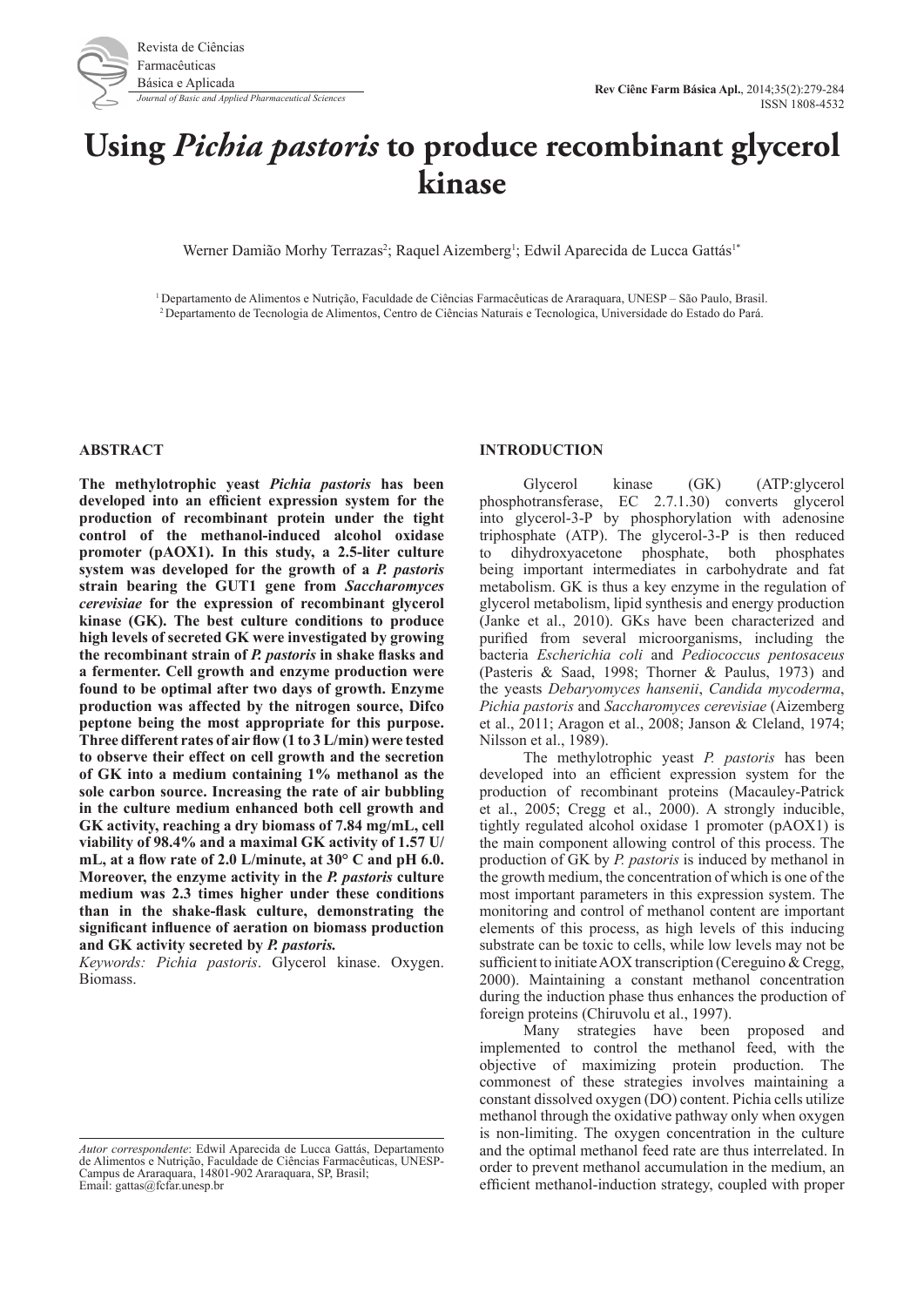# Using *Pichia pastoris* to produce recombinant glycerol kinase

Werner Damião Morhy Terrazas[2]; Raquel Aizemberg[1]; Edwil Aparecida de Lucca Gattás[1*]

[1] Departamento de Alimentos e Nutrição, Faculdade de Ciências Farmacêuticas de Araraquara, UNESP – São Paulo, Brasil.
[2] Departamento de Tecnologia de Alimentos, Centro de Ciências Naturais e Tecnologica, Universidade do Estado do Pará.

## ABSTRACT

**The methylotrophic yeast *Pichia pastoris* has been developed into an efficient expression system for the production of recombinant protein under the tight control of the methanol-induced alcohol oxidase promoter (pAOX1). In this study, a 2.5-liter culture system was developed for the growth of a *P. pastoris* strain bearing the GUT1 gene from *Saccharomyces cerevisiae* for the expression of recombinant glycerol kinase (GK). The best culture conditions to produce high levels of secreted GK were investigated by growing the recombinant strain of *P. pastoris* in shake flasks and a fermenter. Cell growth and enzyme production were found to be optimal after two days of growth. Enzyme production was affected by the nitrogen source, Difco peptone being the most appropriate for this purpose. Three different rates of air flow (1 to 3 L/min) were tested to observe their effect on cell growth and the secretion of GK into a medium containing 1% methanol as the sole carbon source. Increasing the rate of air bubbling in the culture medium enhanced both cell growth and GK activity, reaching a dry biomass of 7.84 mg/mL, cell viability of 98.4% and a maximal GK activity of 1.57 U/mL, at a flow rate of 2.0 L/minute, at 30° C and pH 6.0. Moreover, the enzyme activity in the *P. pastoris* culture medium was 2.3 times higher under these conditions than in the shake-flask culture, demonstrating the significant influence of aeration on biomass production and GK activity secreted by *P. pastoris.***

*Keywords: Pichia pastoris*. Glycerol kinase. Oxygen. Biomass.

## INTRODUCTION

Glycerol kinase (GK) (ATP:glycerol phosphotransferase, EC 2.7.1.30) converts glycerol into glycerol-3-P by phosphorylation with adenosine triphosphate (ATP). The glycerol-3-P is then reduced to dihydroxyacetone phosphate, both phosphates being important intermediates in carbohydrate and fat metabolism. GK is thus a key enzyme in the regulation of glycerol metabolism, lipid synthesis and energy production (Janke et al., 2010). GKs have been characterized and purified from several microorganisms, including the bacteria *Escherichia coli* and *Pediococcus pentosaceus* (Pasteris & Saad, 1998; Thorner & Paulus, 1973) and the yeasts *Debaryomyces hansenii*, *Candida mycoderma*, *Pichia pastoris* and *Saccharomyces cerevisiae* (Aizemberg et al., 2011; Aragon et al., 2008; Janson & Cleland, 1974; Nilsson et al., 1989).

The methylotrophic yeast *P. pastoris* has been developed into an efficient expression system for the production of recombinant proteins (Macauley-Patrick et al., 2005; Cregg et al., 2000). A strongly inducible, tightly regulated alcohol oxidase 1 promoter (pAOX1) is the main component allowing control of this process. The production of GK by *P. pastoris* is induced by methanol in the growth medium, the concentration of which is one of the most important parameters in this expression system. The monitoring and control of methanol content are important elements of this process, as high levels of this inducing substrate can be toxic to cells, while low levels may not be sufficient to initiate AOX transcription (Cereguino & Cregg, 2000). Maintaining a constant methanol concentration during the induction phase thus enhances the production of foreign proteins (Chiruvolu et al., 1997).

Many strategies have been proposed and implemented to control the methanol feed, with the objective of maximizing protein production. The commonest of these strategies involves maintaining a constant dissolved oxygen (DO) content. Pichia cells utilize methanol through the oxidative pathway only when oxygen is non-limiting. The oxygen concentration in the culture and the optimal methanol feed rate are thus interrelated. In order to prevent methanol accumulation in the medium, an efficient methanol-induction strategy, coupled with proper

*Autor correspondente*: Edwil Aparecida de Lucca Gattás, Departamento de Alimentos e Nutrição, Faculdade de Ciências Farmacêuticas, UNESP-Campus de Araraquara, 14801-902 Araraquara, SP, Brasil; Email: gattas@fcfar.unesp.br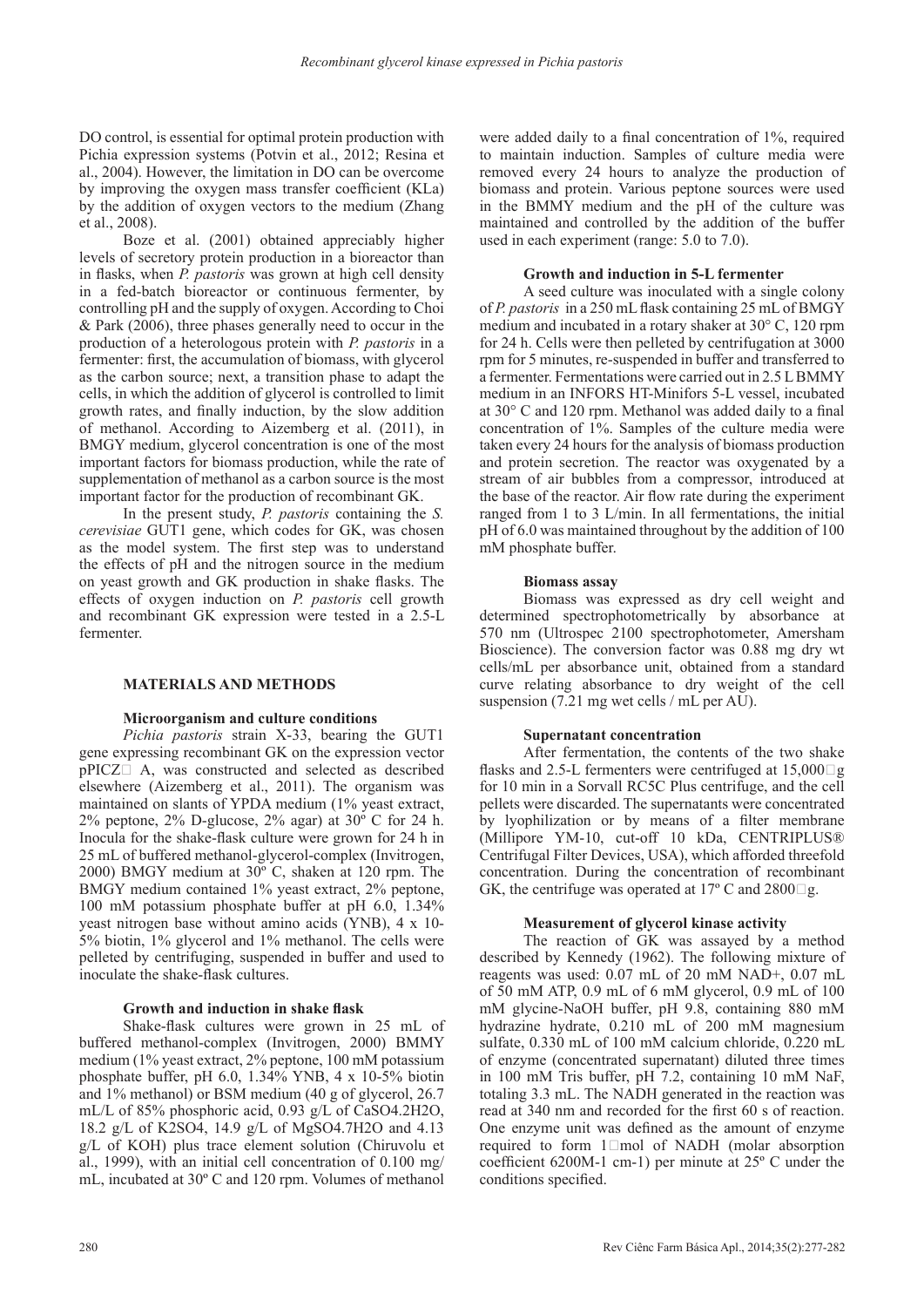DO control, is essential for optimal protein production with Pichia expression systems (Potvin et al., 2012; Resina et al., 2004). However, the limitation in DO can be overcome by improving the oxygen mass transfer coefficient (KLa) by the addition of oxygen vectors to the medium (Zhang et al., 2008).

Boze et al. (2001) obtained appreciably higher levels of secretory protein production in a bioreactor than in flasks, when *P. pastoris* was grown at high cell density in a fed-batch bioreactor or continuous fermenter, by controlling pH and the supply of oxygen. According to Choi & Park (2006), three phases generally need to occur in the production of a heterologous protein with *P. pastoris* in a fermenter: first, the accumulation of biomass, with glycerol as the carbon source; next, a transition phase to adapt the cells, in which the addition of glycerol is controlled to limit growth rates, and finally induction, by the slow addition of methanol. According to Aizemberg et al. (2011), in BMGY medium, glycerol concentration is one of the most important factors for biomass production, while the rate of supplementation of methanol as a carbon source is the most important factor for the production of recombinant GK.

In the present study, *P. pastoris* containing the *S. cerevisiae* GUT1 gene, which codes for GK, was chosen as the model system. The first step was to understand the effects of pH and the nitrogen source in the medium on yeast growth and GK production in shake flasks. The effects of oxygen induction on *P. pastoris* cell growth and recombinant GK expression were tested in a 2.5-L fermenter.

## MATERIALS AND METHODS

### Microorganism and culture conditions

*Pichia pastoris* strain X-33, bearing the GUT1 gene expressing recombinant GK on the expression vector pPICZ□ A, was constructed and selected as described elsewhere (Aizemberg et al., 2011). The organism was maintained on slants of YPDA medium (1% yeast extract, 2% peptone, 2% D-glucose, 2% agar) at 30° C for 24 h. Inocula for the shake-flask culture were grown for 24 h in 25 mL of buffered methanol-glycerol-complex (Invitrogen, 2000) BMGY medium at 30º C, shaken at 120 rpm. The BMGY medium contained 1% yeast extract, 2% peptone, 100 mM potassium phosphate buffer at pH 6.0, 1.34% yeast nitrogen base without amino acids (YNB), 4 x 10-5% biotin, 1% glycerol and 1% methanol. The cells were pelleted by centrifuging, suspended in buffer and used to inoculate the shake-flask cultures.

### Growth and induction in shake flask

Shake-flask cultures were grown in 25 mL of buffered methanol-complex (Invitrogen, 2000) BMMY medium (1% yeast extract, 2% peptone, 100 mM potassium phosphate buffer, pH 6.0, 1.34% YNB, 4 x 10-5% biotin and 1% methanol) or BSM medium (40 g of glycerol, 26.7 mL/L of 85% phosphoric acid, 0.93 g/L of $CaSO_4.2H_2O$, 18.2 g/L of $K_2SO_4$, 14.9 g/L of $MgSO_4.7H_2O$ and 4.13 g/L of KOH) plus trace element solution (Chiruvolu et al., 1999), with an initial cell concentration of 0.100 mg/mL, incubated at 30º C and 120 rpm. Volumes of methanol were added daily to a final concentration of 1%, required to maintain induction. Samples of culture media were removed every 24 hours to analyze the production of biomass and protein. Various peptone sources were used in the BMMY medium and the pH of the culture was maintained and controlled by the addition of the buffer used in each experiment (range: 5.0 to 7.0).

### Growth and induction in 5-L fermenter

A seed culture was inoculated with a single colony of *P. pastoris* in a 250 mL flask containing 25 mL of BMGY medium and incubated in a rotary shaker at 30° C, 120 rpm for 24 h. Cells were then pelleted by centrifugation at 3000 rpm for 5 minutes, re-suspended in buffer and transferred to a fermenter. Fermentations were carried out in 2.5 L BMMY medium in an INFORS HT-Minifors 5-L vessel, incubated at 30° C and 120 rpm. Methanol was added daily to a final concentration of 1%. Samples of the culture media were taken every 24 hours for the analysis of biomass production and protein secretion. The reactor was oxygenated by a stream of air bubbles from a compressor, introduced at the base of the reactor. Air flow rate during the experiment ranged from 1 to 3 L/min. In all fermentations, the initial pH of 6.0 was maintained throughout by the addition of 100 mM phosphate buffer.

### Biomass assay

Biomass was expressed as dry cell weight and determined spectrophotometrically by absorbance at 570 nm (Ultrospec 2100 spectrophotometer, Amersham Bioscience). The conversion factor was 0.88 mg dry wt cells/mL per absorbance unit, obtained from a standard curve relating absorbance to dry weight of the cell suspension (7.21 mg wet cells / mL per AU).

### Supernatant concentration

After fermentation, the contents of the two shake flasks and 2.5-L fermenters were centrifuged at 15,000□g for 10 min in a Sorvall RC5C Plus centrifuge, and the cell pellets were discarded. The supernatants were concentrated by lyophilization or by means of a filter membrane (Millipore YM-10, cut-off 10 kDa, CENTRIPLUS® Centrifugal Filter Devices, USA), which afforded threefold concentration. During the concentration of recombinant GK, the centrifuge was operated at 17º C and 2800□g.

### Measurement of glycerol kinase activity

The reaction of GK was assayed by a method described by Kennedy (1962). The following mixture of reagents was used: 0.07 mL of 20 mM NAD+, 0.07 mL of 50 mM ATP, 0.9 mL of 6 mM glycerol, 0.9 mL of 100 mM glycine-NaOH buffer, pH 9.8, containing 880 mM hydrazine hydrate, 0.210 mL of 200 mM magnesium sulfate, 0.330 mL of 100 mM calcium chloride, 0.220 mL of enzyme (concentrated supernatant) diluted three times in 100 mM Tris buffer, pH 7.2, containing 10 mM NaF, totaling 3.3 mL. The NADH generated in the reaction was read at 340 nm and recorded for the first 60 s of reaction. One enzyme unit was defined as the amount of enzyme required to form 1□mol of NADH (molar absorption coefficient 6200M-1 cm-1) per minute at 25º C under the conditions specified.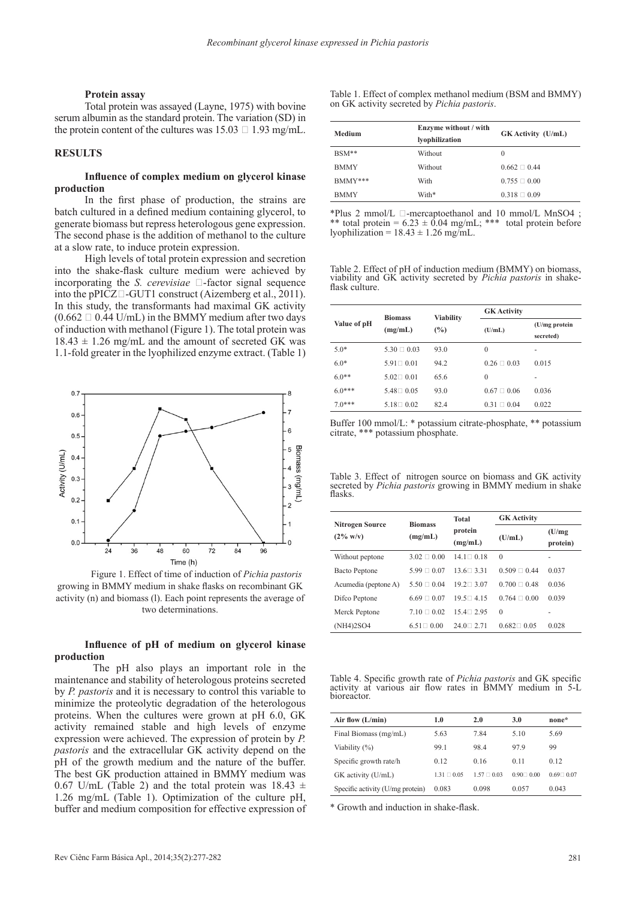### Protein assay

Total protein was assayed (Layne, 1975) with bovine serum albumin as the standard protein. The variation (SD) in the protein content of the cultures was 15.03 ± 1.93 mg/mL.

## RESULTS

### Influence of complex medium on glycerol kinase production

In the first phase of production, the strains are batch cultured in a defined medium containing glycerol, to generate biomass but repress heterologous gene expression. The second phase is the addition of methanol to the culture at a slow rate, to induce protein expression.

High levels of total protein expression and secretion into the shake-flask culture medium were achieved by incorporating the *S. cerevisiae* α-factor signal sequence into the pPICZα-GUT1 construct (Aizemberg et al., 2011). In this study, the transformants had maximal GK activity (0.662 ± 0.44 U/mL) in the BMMY medium after two days of induction with methanol (Figure 1). The total protein was 18.43 ± 1.26 mg/mL and the amount of secreted GK was 1.1-fold greater in the lyophilized enzyme extract. (Table 1)

Figure 1. Effect of time of induction of *Pichia pastoris* growing in BMMY medium in shake flasks on recombinant GK activity (n) and biomass (l). Each point represents the average of two determinations.

### Influence of pH of medium on glycerol kinase production

The pH also plays an important role in the maintenance and stability of heterologous proteins secreted by *P. pastoris* and it is necessary to control this variable to minimize the proteolytic degradation of the heterologous proteins. When the cultures were grown at pH 6.0, GK activity remained stable and high levels of enzyme expression were achieved. The expression of protein by *P. pastoris* and the extracellular GK activity depend on the pH of the growth medium and the nature of the buffer. The best GK production attained in BMMY medium was 0.67 U/mL (Table 2) and the total protein was 18.43 ± 1.26 mg/mL (Table 1). Optimization of the culture pH, buffer and medium composition for effective expression of

Table 1. Effect of complex methanol medium (BSM and BMMY) on GK activity secreted by *Pichia pastoris*.

| Medium | Enzyme without / with lyophilization | GK Activity (U/mL) |
|---|---|---|
| BSM** | Without | 0 |
| BMMY | Without | 0.662 ± 0.44 |
| BMMY*** | With | 0.755 ± 0.00 |
| BMMY | With* | 0.318 ± 0.09 |

*Plus 2 mmol/L β-mercaptoethanol and 10 mmol/L $MnSO_4$ ; ** total protein = 6.23 ± 0.04 mg/mL; *** total protein before lyophilization = 18.43 ± 1.26 mg/mL.

Table 2. Effect of pH of induction medium (BMMY) on biomass, viability and GK activity secreted by *Pichia pastoris* in shake-flask culture.

| Value of pH | Biomass (mg/mL) | Viability (%) | GK Activity | |
|---|---|---|---|---|
| | | | (U/mL) | (U/mg protein secreted) |
| 5.0* | 5.30 ± 0.03 | 93.0 | 0 | - |
| 6.0* | 5.91± 0.01 | 94.2 | 0.26 ± 0.03 | 0.015 |
| 6.0** | 5.02± 0.01 | 65.6 | 0 | - |
| 6.0*** | 5.48± 0.05 | 93.0 | 0.67 ± 0.06 | 0.036 |
| 7.0*** | 5.18± 0.02 | 82.4 | 0.31 ± 0.04 | 0.022 |

Buffer 100 mmol/L: * potassium citrate-phosphate, ** potassium citrate, *** potassium phosphate.

Table 3. Effect of nitrogen source on biomass and GK activity secreted by *Pichia pastoris* growing in BMMY medium in shake flasks.

| Nitrogen Source (2% w/v) | Biomass (mg/mL) | Total protein (mg/mL) | GK Activity | |
|---|---|---|---|---|
| | | | (U/mL) | (U/mg protein) |
| Without peptone | 3.02 ± 0.00 | 14.1± 0.18 | 0 | - |
| Bacto Peptone | 5.99 ± 0.07 | 13.6± 3.31 | 0.509 ± 0.44 | 0.037 |
| Acumedia (peptone A) | 5.50 ± 0.04 | 19.2± 3.07 | 0.700 ± 0.48 | 0.036 |
| Difco Peptone | 6.69 ± 0.07 | 19.5± 4.15 | 0.764 ± 0.00 | 0.039 |
| Merck Peptone | 7.10 ± 0.02 | 15.4± 2.95 | 0 | - |
| $(NH_4)_2SO_4$ | 6.51± 0.00 | 24.0± 2.71 | 0.682± 0.05 | 0.028 |

Table 4. Specific growth rate of *Pichia pastoris* and GK specific activity at various air flow rates in BMMY medium in 5-L bioreactor.

| Air flow (L/min) | 1.0 | 2.0 | 3.0 | none* |
|---|---|---|---|---|
| Final Biomass (mg/mL) | 5.63 | 7.84 | 5.10 | 5.69 |
| Viability (%) | 99.1 | 98.4 | 97.9 | 99 |
| Specific growth rate/h | 0.12 | 0.16 | 0.11 | 0.12 |
| GK activity (U/mL) | 1.31 ± 0.05 | 1.57 ± 0.03 | 0.90± 0.00 | 0.69± 0.07 |
| Specific activity (U/mg protein) | 0.083 | 0.098 | 0.057 | 0.043 |

\* Growth and induction in shake-flask.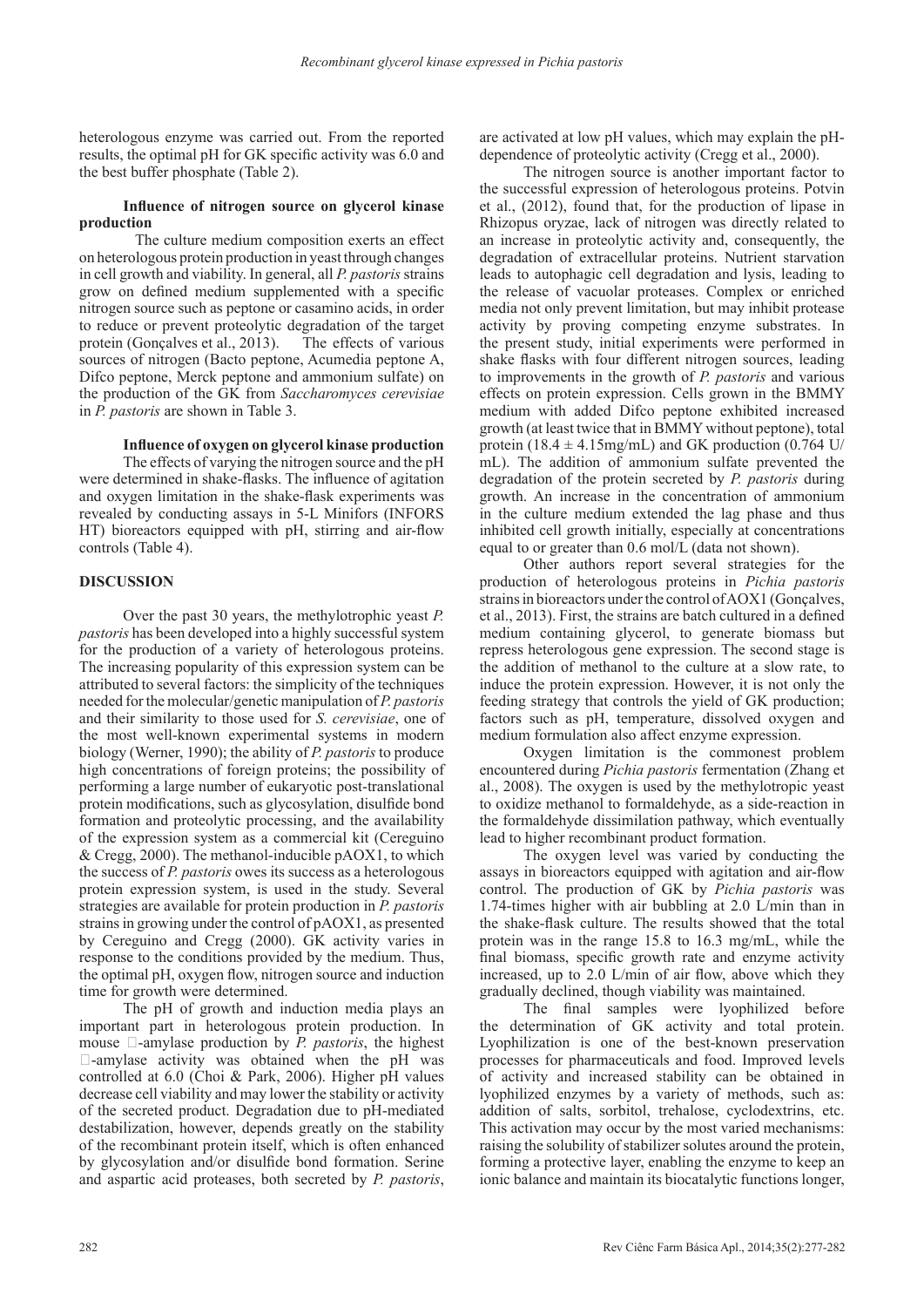heterologous enzyme was carried out. From the reported results, the optimal pH for GK specific activity was 6.0 and the best buffer phosphate (Table 2).

### Influence of nitrogen source on glycerol kinase production

The culture medium composition exerts an effect on heterologous protein production in yeast through changes in cell growth and viability. In general, all *P. pastoris* strains grow on defined medium supplemented with a specific nitrogen source such as peptone or casamino acids, in order to reduce or prevent proteolytic degradation of the target protein (Gonçalves et al., 2013). The effects of various sources of nitrogen (Bacto peptone, Acumedia peptone A, Difco peptone, Merck peptone and ammonium sulfate) on the production of the GK from *Saccharomyces cerevisiae* in *P. pastoris* are shown in Table 3.

### Influence of oxygen on glycerol kinase production

The effects of varying the nitrogen source and the pH were determined in shake-flasks. The influence of agitation and oxygen limitation in the shake-flask experiments was revealed by conducting assays in 5-L Minifors (INFORS HT) bioreactors equipped with pH, stirring and air-flow controls (Table 4).

## DISCUSSION

Over the past 30 years, the methylotrophic yeast *P. pastoris* has been developed into a highly successful system for the production of a variety of heterologous proteins. The increasing popularity of this expression system can be attributed to several factors: the simplicity of the techniques needed for the molecular/genetic manipulation of *P. pastoris* and their similarity to those used for *S. cerevisiae*, one of the most well-known experimental systems in modern biology (Werner, 1990); the ability of *P. pastoris* to produce high concentrations of foreign proteins; the possibility of performing a large number of eukaryotic post-translational protein modifications, such as glycosylation, disulfide bond formation and proteolytic processing, and the availability of the expression system as a commercial kit (Cereguino & Cregg, 2000). The methanol-inducible pAOX1, to which the success of *P. pastoris* owes its success as a heterologous protein expression system, is used in the study. Several strategies are available for protein production in *P. pastoris* strains in growing under the control of pAOX1, as presented by Cereguino and Cregg (2000). GK activity varies in response to the conditions provided by the medium. Thus, the optimal pH, oxygen flow, nitrogen source and induction time for growth were determined.

The pH of growth and induction media plays an important part in heterologous protein production. In mouse α-amylase production by *P. pastoris*, the highest α-amylase activity was obtained when the pH was controlled at 6.0 (Choi & Park, 2006). Higher pH values decrease cell viability and may lower the stability or activity of the secreted product. Degradation due to pH-mediated destabilization, however, depends greatly on the stability of the recombinant protein itself, which is often enhanced by glycosylation and/or disulfide bond formation. Serine and aspartic acid proteases, both secreted by *P. pastoris*, are activated at low pH values, which may explain the pH-dependence of proteolytic activity (Cregg et al., 2000).

The nitrogen source is another important factor to the successful expression of heterologous proteins. Potvin et al., (2012), found that, for the production of lipase in Rhizopus oryzae, lack of nitrogen was directly related to an increase in proteolytic activity and, consequently, the degradation of extracellular proteins. Nutrient starvation leads to autophagic cell degradation and lysis, leading to the release of vacuolar proteases. Complex or enriched media not only prevent limitation, but may inhibit protease activity by proving competing enzyme substrates. In the present study, initial experiments were performed in shake flasks with four different nitrogen sources, leading to improvements in the growth of *P. pastoris* and various effects on protein expression. Cells grown in the BMMY medium with added Difco peptone exhibited increased growth (at least twice that in BMMY without peptone), total protein ($18.4 \pm 4.15$mg/mL) and GK production (0.764 U/mL). The addition of ammonium sulfate prevented the degradation of the protein secreted by *P. pastoris* during growth. An increase in the concentration of ammonium in the culture medium extended the lag phase and thus inhibited cell growth initially, especially at concentrations equal to or greater than 0.6 mol/L (data not shown).

Other authors report several strategies for the production of heterologous proteins in *Pichia pastoris* strains in bioreactors under the control of AOX1 (Gonçalves, et al., 2013). First, the strains are batch cultured in a defined medium containing glycerol, to generate biomass but repress heterologous gene expression. The second stage is the addition of methanol to the culture at a slow rate, to induce the protein expression. However, it is not only the feeding strategy that controls the yield of GK production; factors such as pH, temperature, dissolved oxygen and medium formulation also affect enzyme expression.

Oxygen limitation is the commonest problem encountered during *Pichia pastoris* fermentation (Zhang et al., 2008). The oxygen is used by the methylotropic yeast to oxidize methanol to formaldehyde, as a side-reaction in the formaldehyde dissimilation pathway, which eventually lead to higher recombinant product formation.

The oxygen level was varied by conducting the assays in bioreactors equipped with agitation and air-flow control. The production of GK by *Pichia pastoris* was 1.74-times higher with air bubbling at 2.0 L/min than in the shake-flask culture. The results showed that the total protein was in the range 15.8 to 16.3 mg/mL, while the final biomass, specific growth rate and enzyme activity increased, up to 2.0 L/min of air flow, above which they gradually declined, though viability was maintained.

The final samples were lyophilized before the determination of GK activity and total protein. Lyophilization is one of the best-known preservation processes for pharmaceuticals and food. Improved levels of activity and increased stability can be obtained in lyophilized enzymes by a variety of methods, such as: addition of salts, sorbitol, trehalose, cyclodextrins, etc. This activation may occur by the most varied mechanisms: raising the solubility of stabilizer solutes around the protein, forming a protective layer, enabling the enzyme to keep an ionic balance and maintain its biocatalytic functions longer,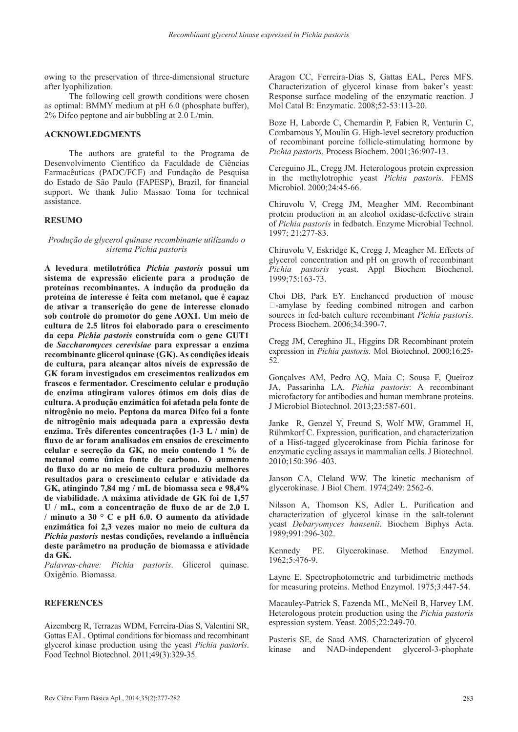owing to the preservation of three-dimensional structure after lyophilization.

The following cell growth conditions were chosen as optimal: BMMY medium at pH 6.0 (phosphate buffer), 2% Difco peptone and air bubbling at 2.0 L/min.

## ACKNOWLEDGMENTS

The authors are grateful to the Programa de Desenvolvimento Científico da Faculdade de Ciências Farmacêuticas (PADC/FCF) and Fundação de Pesquisa do Estado de São Paulo (FAPESP), Brazil, for financial support. We thank Julio Massao Toma for technical assistance.

## RESUMO

*Produção de glycerol quinase recombinante utilizando o sistema Pichia pastoris*

**A levedura metilotrófica *Pichia pastoris* possui um sistema de expressão eficiente para a produção de proteínas recombinantes. A indução da produção da proteína de interesse é feita com metanol, que é capaz de ativar a transcrição do gene de interesse clonado sob controle do promotor do gene AOX1. Um meio de cultura de 2.5 litros foi elaborado para o crescimento da cepa *Pichia pastoris* construída com o gene GUT1 de *Saccharomyces cerevisiae* para expressar a enzima recombinante glicerol quinase (GK). As condições ideais de cultura, para alcançar altos níveis de expressão de GK foram investigados em crescimentos realizados em frascos e fermentador. Crescimento celular e produção de enzima atingiram valores ótimos em dois dias de cultura. A produção enzimática foi afetada pela fonte de nitrogênio no meio. Peptona da marca Difco foi a fonte de nitrogênio mais adequada para a expressão desta enzima. Três diferentes concentrações (1-3 L / min) de fluxo de ar foram analisados em ensaios de crescimento celular e secreção da GK, no meio contendo 1 % de metanol como única fonte de carbono. O aumento do fluxo do ar no meio de cultura produziu melhores resultados para o crescimento celular e atividade da GK, atingindo 7,84 mg / mL de biomassa seca e 98,4% de viabilidade. A máxima atividade de GK foi de 1,57 U / mL, com a concentração de fluxo de ar de 2,0 L / minuto a 30 ° C e pH 6.0. O aumento da atividade enzimática foi 2,3 vezes maior no meio de cultura da *Pichia pastoris* nestas condições, revelando a influência deste parâmetro na produção de biomassa e atividade da GK.**

*Palavras-chave: Pichia pastoris*. Glicerol quinase. Oxigênio. Biomassa.

## REFERENCES

Aizemberg R, Terrazas WDM, Ferreira-Dias S, Valentini SR, Gattas EAL. Optimal conditions for biomass and recombinant glycerol kinase production using the yeast *Pichia pastoris*. Food Technol Biotechnol. 2011;49(3):329-35.

Aragon CC, Ferreira-Dias S, Gattas EAL, Peres MFS. Characterization of glycerol kinase from baker's yeast: Response surface modeling of the enzymatic reaction. J Mol Catal B: Enzymatic. 2008;52-53:113-20.

Boze H, Laborde C, Chemardin P, Fabien R, Venturin C, Combarnous Y, Moulin G. High-level secretory production of recombinant porcine follicle-stimulating hormone by *Pichia pastoris*. Process Biochem. 2001;36:907-13.

Cereguino JL, Cregg JM. Heterologous protein expression in the methylotrophic yeast *Pichia pastoris*. FEMS Microbiol. 2000;24:45-66.

Chiruvolu V, Cregg JM, Meagher MM. Recombinant protein production in an alcohol oxidase-defective strain of *Pichia pastoris* in fedbatch. Enzyme Microbial Technol. 1997; 21:277-83.

Chiruvolu V, Eskridge K, Cregg J, Meagher M. Effects of glycerol concentration and pH on growth of recombinant *Pichia pastoris* yeast. Appl Biochem Biochenol. 1999;75:163-73.

Choi DB, Park EY. Enchanced production of mouse -amylase by feeding combined nitrogen and carbon sources in fed-batch culture recombinant *Pichia pastoris*. Process Biochem. 2006;34:390-7.

Cregg JM, Cereghino JL, Higgins DR Recombinant protein expression in *Pichia pastoris*. Mol Biotechnol. 2000;16:25-52.

Gonçalves AM, Pedro AQ, Maia C; Sousa F, Queiroz JA, Passarinha LA. *Pichia pastoris*: A recombinant microfactory for antibodies and human membrane proteins. J Microbiol Biotechnol. 2013;23:587-601.

Janke R, Genzel Y, Freund S, Wolf MW, Grammel H, Rühmkorf C. Expression, purification, and characterization of a His6-tagged glycerokinase from Pichia farinose for enzymatic cycling assays in mammalian cells. J Biotechnol. 2010;150:396–403.

Janson CA, Cleland WW. The kinetic mechanism of glycerokinase. J Biol Chem. 1974;249: 2562-6.

Nilsson A, Thomson KS, Adler L. Purification and characterization of glycerol kinase in the salt-tolerant yeast *Debaryomyces hansenii*. Biochem Biphys Acta. 1989;991:296-302.

Kennedy PE. Glycerokinase. Method Enzymol. 1962;5:476-9.

Layne E. Spectrophotometric and turbidimetric methods for measuring proteins. Method Enzymol. 1975;3:447-54.

Macauley-Patrick S, Fazenda ML, McNeil B, Harvey LM. Heterologous protein production using the *Pichia pastoris* espression system. Yeast. 2005;22:249-70.

Pasteris SE, de Saad AMS. Characterization of glycerol kinase and NAD-independent glycerol-3-phophate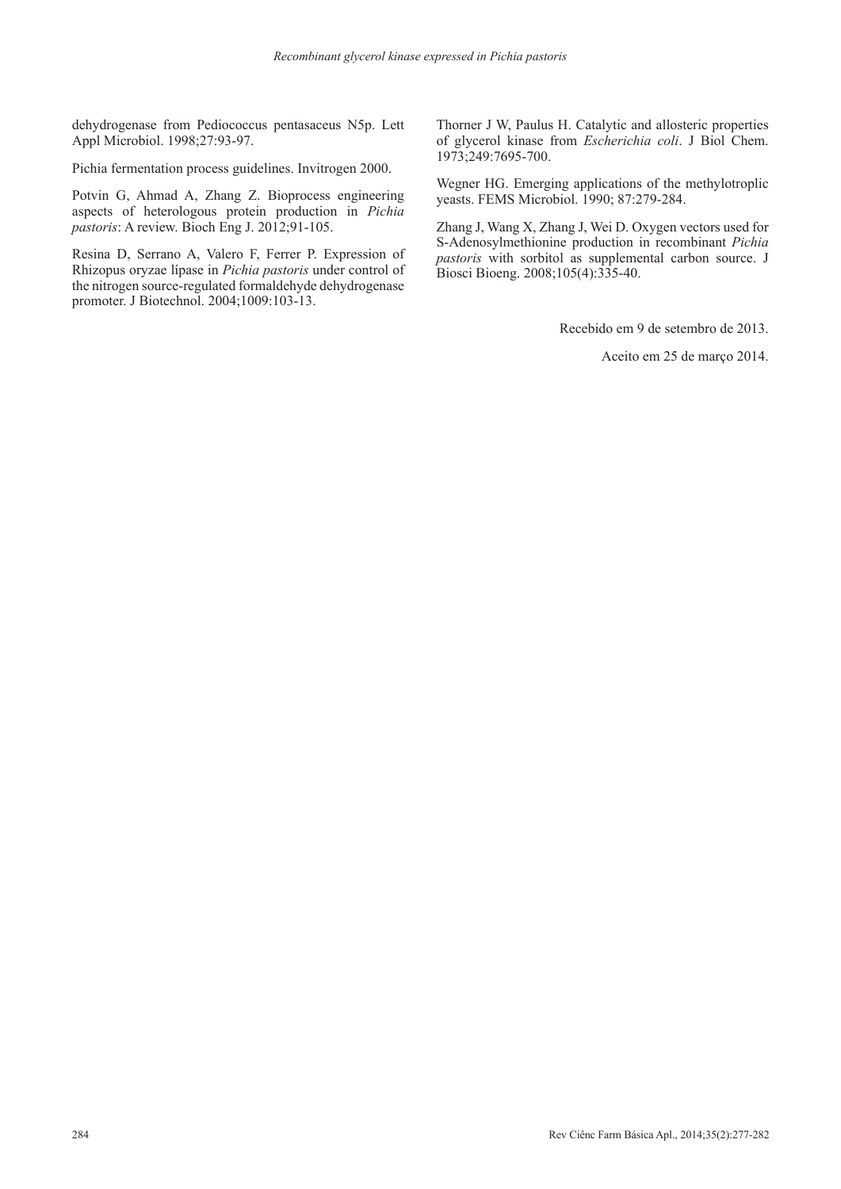dehydrogenase from Pediococcus pentasaceus N5p. Lett Appl Microbiol. 1998;27:93-97.

Pichia fermentation process guidelines. Invitrogen 2000.

Potvin G, Ahmad A, Zhang Z. Bioprocess engineering aspects of heterologous protein production in *Pichia pastoris*: A review. Bioch Eng J. 2012;91-105.

Resina D, Serrano A, Valero F, Ferrer P. Expression of Rhizopus oryzae lipase in *Pichia pastoris* under control of the nitrogen source-regulated formaldehyde dehydrogenase promoter. J Biotechnol. 2004;1009:103-13.

Thorner J W, Paulus H. Catalytic and allosteric properties of glycerol kinase from *Escherichia coli*. J Biol Chem. 1973;249:7695-700.

Wegner HG. Emerging applications of the methylotroplic yeasts. FEMS Microbiol. 1990; 87:279-284.

Zhang J, Wang X, Zhang J, Wei D. Oxygen vectors used for S-Adenosylmethionine production in recombinant *Pichia pastoris* with sorbitol as supplemental carbon source. J Biosci Bioeng. 2008;105(4):335-40.

Recebido em 9 de setembro de 2013.

Aceito em 25 de março 2014.